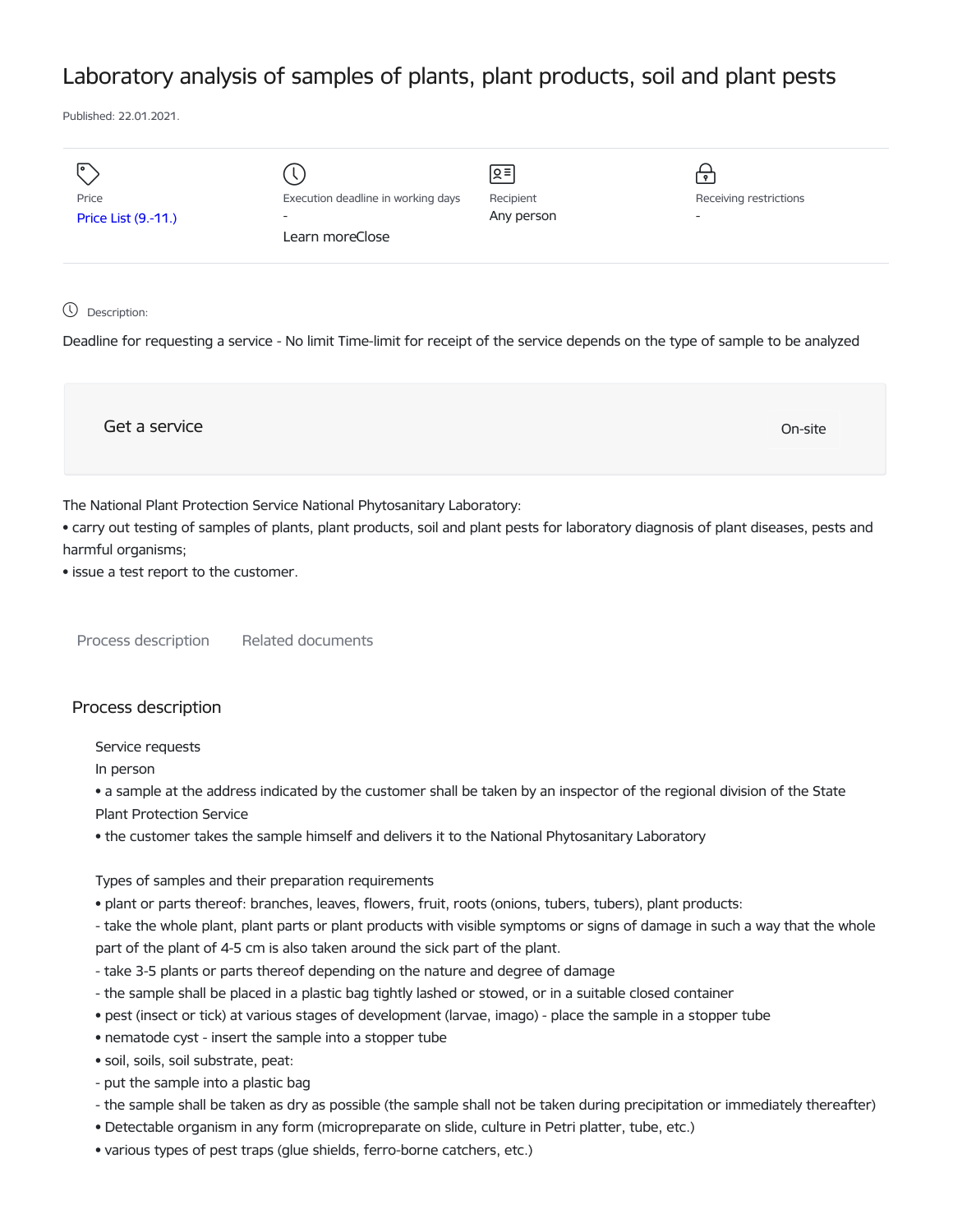# Laboratory analysis of samples of plants, plant products, soil and plant pests

Published: 22.01.2021.

| Price | Execution deadline in working days | Recipient | Receiving restrictions |
| --- | --- | --- | --- |
| Price List (9.-11.) | - | Any person | - |

Learn moreClose

Description:

Deadline for requesting a service - No limit Time-limit for receipt of the service depends on the type of sample to be analyzed

Get a service

On-site

The National Plant Protection Service National Phytosanitary Laboratory:

- carry out testing of samples of plants, plant products, soil and plant pests for laboratory diagnosis of plant diseases, pests and harmful organisms;
- issue a test report to the customer.

Process description Related documents

## Process description

Service requests

In person

- a sample at the address indicated by the customer shall be taken by an inspector of the regional division of the State Plant Protection Service
- the customer takes the sample himself and delivers it to the National Phytosanitary Laboratory

Types of samples and their preparation requirements

- plant or parts thereof: branches, leaves, flowers, fruit, roots (onions, tubers, tubers), plant products:
  - take the whole plant, plant parts or plant products with visible symptoms or signs of damage in such a way that the whole part of the plant of 4-5 cm is also taken around the sick part of the plant.
  - take 3-5 plants or parts thereof depending on the nature and degree of damage
  - the sample shall be placed in a plastic bag tightly lashed or stowed, or in a suitable closed container
- pest (insect or tick) at various stages of development (larvae, imago) - place the sample in a stopper tube
- nematode cyst - insert the sample into a stopper tube
- soil, soils, soil substrate, peat:
  - put the sample into a plastic bag
  - the sample shall be taken as dry as possible (the sample shall not be taken during precipitation or immediately thereafter)
- Detectable organism in any form (micropreparate on slide, culture in Petri platter, tube, etc.)
- various types of pest traps (glue shields, ferro-borne catchers, etc.)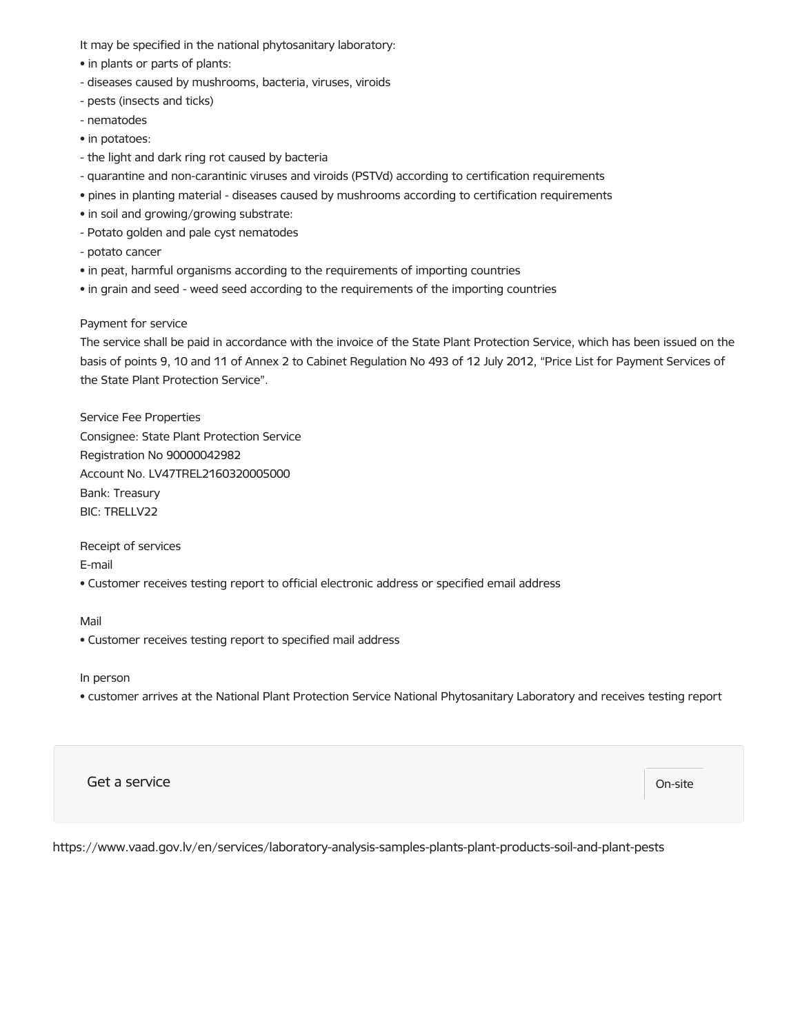It may be specified in the national phytosanitary laboratory:

- in plants or parts of plants:
  - diseases caused by mushrooms, bacteria, viruses, viroids
  - pests (insects and ticks)
  - nematodes
- in potatoes:
  - the light and dark ring rot caused by bacteria
  - quarantine and non-carantinic viruses and viroids (PSTVd) according to certification requirements
- pines in planting material - diseases caused by mushrooms according to certification requirements
- in soil and growing/growing substrate:
  - Potato golden and pale cyst nematodes
  - potato cancer
- in peat, harmful organisms according to the requirements of importing countries
- in grain and seed - weed seed according to the requirements of the importing countries

Payment for service

The service shall be paid in accordance with the invoice of the State Plant Protection Service, which has been issued on the basis of points 9, 10 and 11 of Annex 2 to Cabinet Regulation No 493 of 12 July 2012, "Price List for Payment Services of the State Plant Protection Service".

Service Fee Properties

Consignee: State Plant Protection Service
Registration No 90000042982
Account No. LV47TREL2160320005000
Bank: Treasury
BIC: TRELLV22

Receipt of services

E-mail

- Customer receives testing report to official electronic address or specified email address

Mail

- Customer receives testing report to specified mail address

In person

- customer arrives at the National Plant Protection Service National Phytosanitary Laboratory and receives testing report

Get a service

On-site

https://www.vaad.gov.lv/en/services/laboratory-analysis-samples-plants-plant-products-soil-and-plant-pests